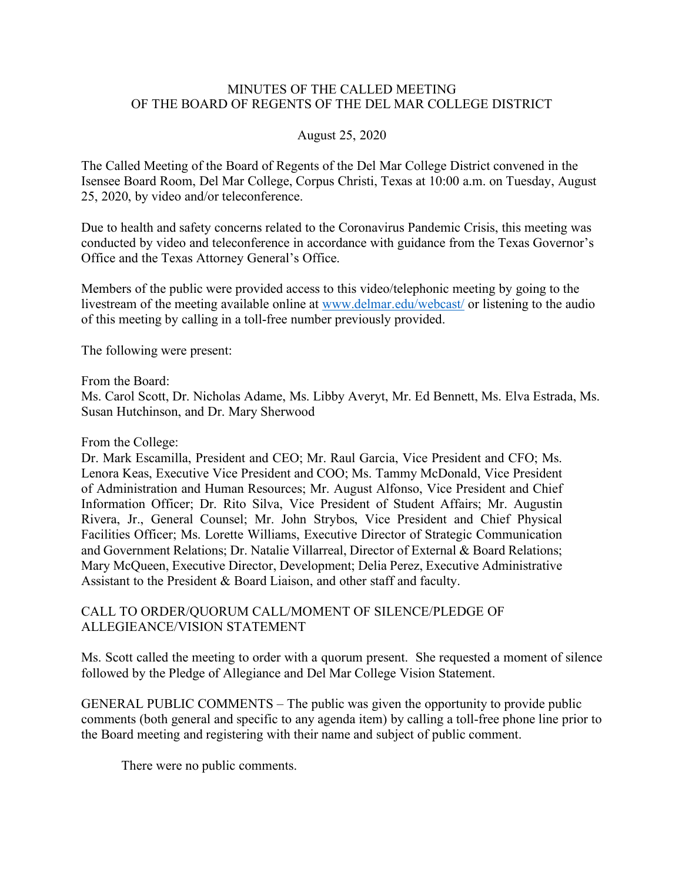# MINUTES OF THE CALLED MEETING
# OF THE BOARD OF REGENTS OF THE DEL MAR COLLEGE DISTRICT

August 25, 2020

The Called Meeting of the Board of Regents of the Del Mar College District convened in the Isensee Board Room, Del Mar College, Corpus Christi, Texas at 10:00 a.m. on Tuesday, August 25, 2020, by video and/or teleconference.

Due to health and safety concerns related to the Coronavirus Pandemic Crisis, this meeting was conducted by video and teleconference in accordance with guidance from the Texas Governor's Office and the Texas Attorney General's Office.

Members of the public were provided access to this video/telephonic meeting by going to the livestream of the meeting available online at www.delmar.edu/webcast/ or listening to the audio of this meeting by calling in a toll-free number previously provided.

The following were present:

From the Board:
Ms. Carol Scott, Dr. Nicholas Adame, Ms. Libby Averyt, Mr. Ed Bennett, Ms. Elva Estrada, Ms. Susan Hutchinson, and Dr. Mary Sherwood

From the College:
Dr. Mark Escamilla, President and CEO; Mr. Raul Garcia, Vice President and CFO; Ms. Lenora Keas, Executive Vice President and COO; Ms. Tammy McDonald, Vice President of Administration and Human Resources; Mr. August Alfonso, Vice President and Chief Information Officer; Dr. Rito Silva, Vice President of Student Affairs; Mr. Augustin Rivera, Jr., General Counsel; Mr. John Strybos, Vice President and Chief Physical Facilities Officer; Ms. Lorette Williams, Executive Director of Strategic Communication and Government Relations; Dr. Natalie Villarreal, Director of External & Board Relations; Mary McQueen, Executive Director, Development; Delia Perez, Executive Administrative Assistant to the President & Board Liaison, and other staff and faculty.

CALL TO ORDER/QUORUM CALL/MOMENT OF SILENCE/PLEDGE OF ALLEGIEANCE/VISION STATEMENT

Ms. Scott called the meeting to order with a quorum present. She requested a moment of silence followed by the Pledge of Allegiance and Del Mar College Vision Statement.

GENERAL PUBLIC COMMENTS – The public was given the opportunity to provide public comments (both general and specific to any agenda item) by calling a toll-free phone line prior to the Board meeting and registering with their name and subject of public comment.

There were no public comments.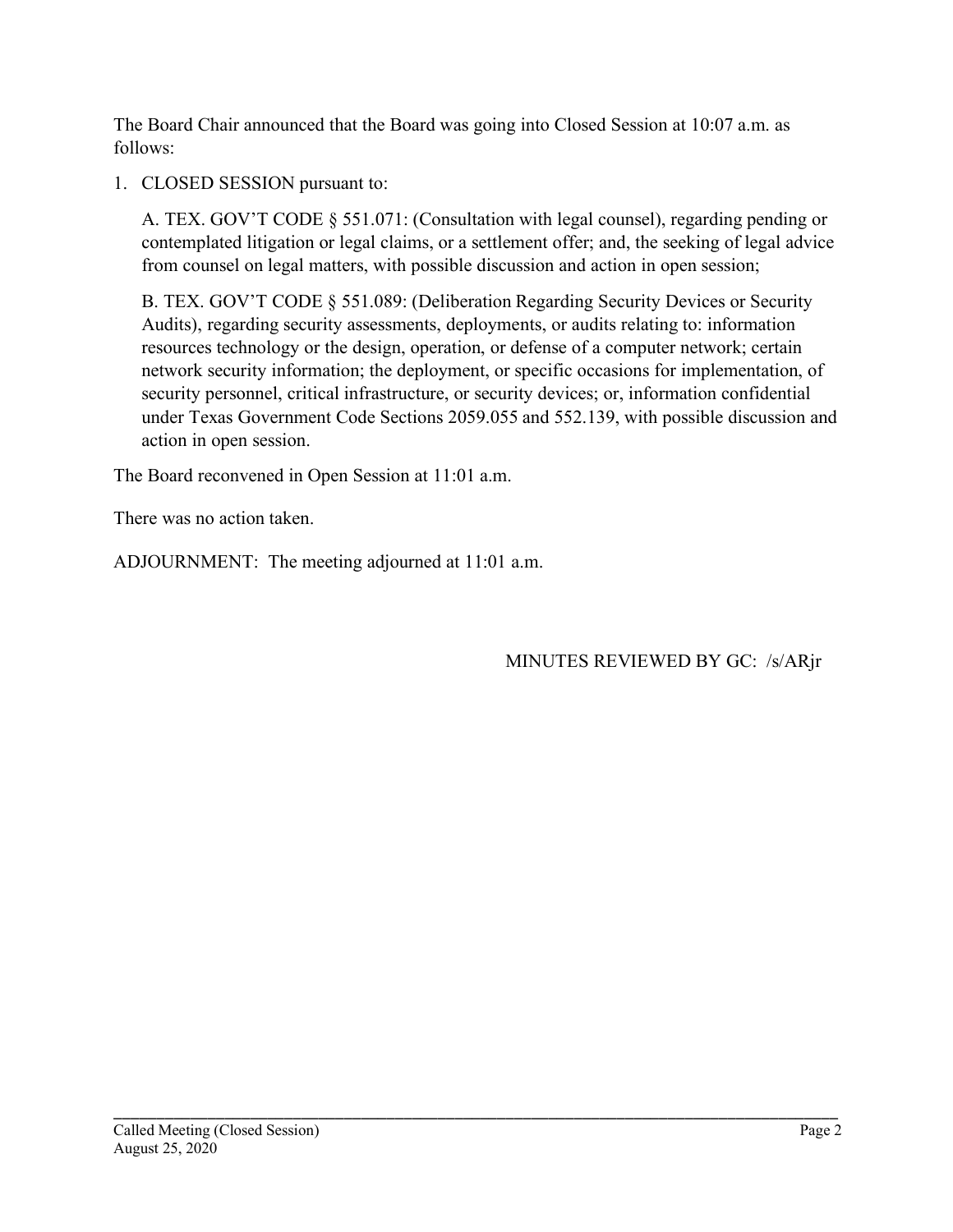The Board Chair announced that the Board was going into Closed Session at 10:07 a.m. as follows:

1. CLOSED SESSION pursuant to:

   A. TEX. GOV'T CODE § 551.071: (Consultation with legal counsel), regarding pending or contemplated litigation or legal claims, or a settlement offer; and, the seeking of legal advice from counsel on legal matters, with possible discussion and action in open session;

   B. TEX. GOV'T CODE § 551.089: (Deliberation Regarding Security Devices or Security Audits), regarding security assessments, deployments, or audits relating to: information resources technology or the design, operation, or defense of a computer network; certain network security information; the deployment, or specific occasions for implementation, of security personnel, critical infrastructure, or security devices; or, information confidential under Texas Government Code Sections 2059.055 and 552.139, with possible discussion and action in open session.

The Board reconvened in Open Session at 11:01 a.m.

There was no action taken.

ADJOURNMENT: The meeting adjourned at 11:01 a.m.

MINUTES REVIEWED BY GC: /s/ARjr